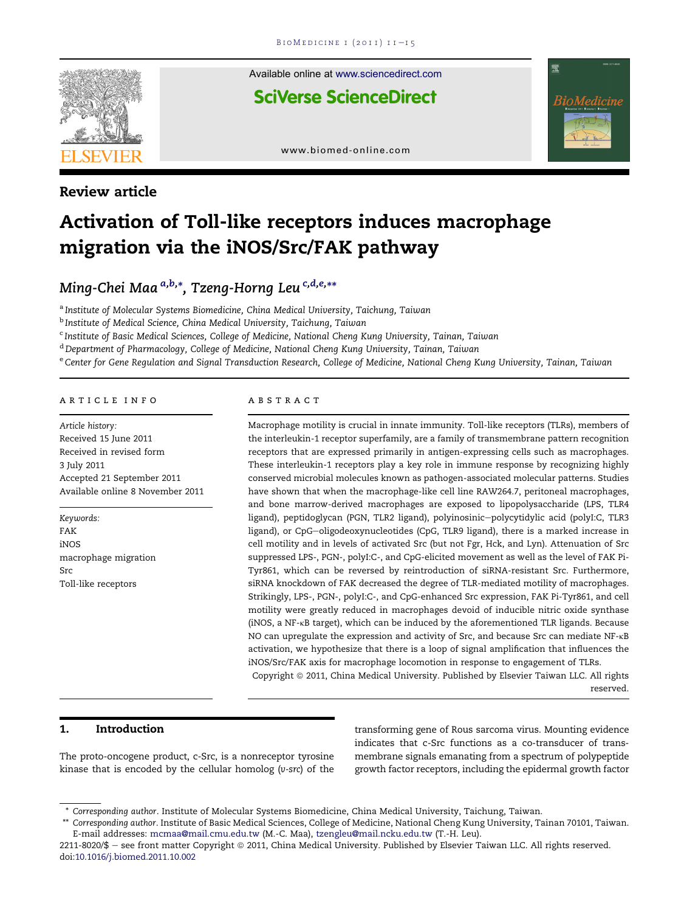Review article

# Activation of Toll-like receptors induces macrophage migration via the iNOS/Src/FAK pathway

*Ming-Chei Maa* [a,b,*], *Tzeng-Horng Leu* [c,d,e,**]

[a] Institute of Molecular Systems Biomedicine, China Medical University, Taichung, Taiwan
[b] Institute of Medical Science, China Medical University, Taichung, Taiwan
[c] Institute of Basic Medical Sciences, College of Medicine, National Cheng Kung University, Tainan, Taiwan
[d] Department of Pharmacology, College of Medicine, National Cheng Kung University, Tainan, Taiwan
[e] Center for Gene Regulation and Signal Transduction Research, College of Medicine, National Cheng Kung University, Tainan, Taiwan

## ARTICLE INFO

*Article history:*
Received 15 June 2011
Received in revised form
3 July 2011
Accepted 21 September 2011
Available online 8 November 2011

*Keywords:*
FAK
iNOS
macrophage migration
Src
Toll-like receptors

## ABSTRACT

Macrophage motility is crucial in innate immunity. Toll-like receptors (TLRs), members of the interleukin-1 receptor superfamily, are a family of transmembrane pattern recognition receptors that are expressed primarily in antigen-expressing cells such as macrophages. These interleukin-1 receptors play a key role in immune response by recognizing highly conserved microbial molecules known as pathogen-associated molecular patterns. Studies have shown that when the macrophage-like cell line RAW264.7, peritoneal macrophages, and bone marrow-derived macrophages are exposed to lipopolysaccharide (LPS, TLR4 ligand), peptidoglycan (PGN, TLR2 ligand), polyinosinic–polycytidylic acid (polyI:C, TLR3 ligand), or CpG–oligodeoxynucleotides (CpG, TLR9 ligand), there is a marked increase in cell motility and in levels of activated Src (but not Fgr, Hck, and Lyn). Attenuation of Src suppressed LPS-, PGN-, polyI:C-, and CpG-elicited movement as well as the level of FAK Pi-Tyr861, which can be reversed by reintroduction of siRNA-resistant Src. Furthermore, siRNA knockdown of FAK decreased the degree of TLR-mediated motility of macrophages. Strikingly, LPS-, PGN-, polyI:C-, and CpG-enhanced Src expression, FAK Pi-Tyr861, and cell motility were greatly reduced in macrophages devoid of inducible nitric oxide synthase (iNOS, a NF-κB target), which can be induced by the aforementioned TLR ligands. Because NO can upregulate the expression and activity of Src, and because Src can mediate NF-κB activation, we hypothesize that there is a loop of signal amplification that influences the iNOS/Src/FAK axis for macrophage locomotion in response to engagement of TLRs.

Copyright © 2011, China Medical University. Published by Elsevier Taiwan LLC. All rights reserved.

## 1. Introduction

The proto-oncogene product, c-Src, is a nonreceptor tyrosine kinase that is encoded by the cellular homolog (*v-src*) of the transforming gene of Rous sarcoma virus. Mounting evidence indicates that c-Src functions as a co-transducer of transmembrane signals emanating from a spectrum of polypeptide growth factor receptors, including the epidermal growth factor

\* *Corresponding author.* Institute of Molecular Systems Biomedicine, China Medical University, Taichung, Taiwan.
\*\* *Corresponding author.* Institute of Basic Medical Sciences, College of Medicine, National Cheng Kung University, Tainan 70101, Taiwan.
E-mail addresses: mcmaa@mail.cmu.edu.tw (M.-C. Maa), tzengleu@mail.ncku.edu.tw (T.-H. Leu).
2211-8020/$ – see front matter Copyright © 2011, China Medical University. Published by Elsevier Taiwan LLC. All rights reserved.
doi:10.1016/j.biomed.2011.10.002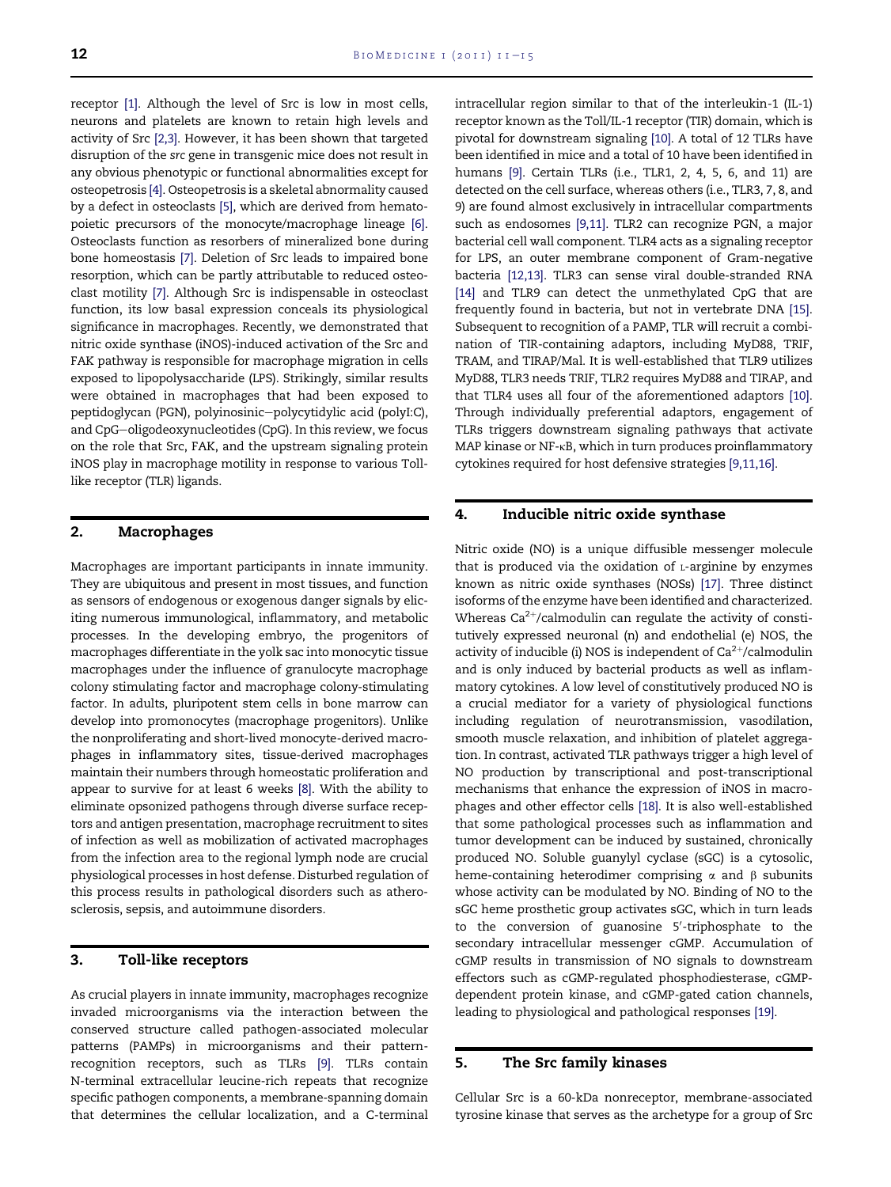receptor [1]. Although the level of Src is low in most cells, neurons and platelets are known to retain high levels and activity of Src [2,3]. However, it has been shown that targeted disruption of the *src* gene in transgenic mice does not result in any obvious phenotypic or functional abnormalities except for osteopetrosis [4]. Osteopetrosis is a skeletal abnormality caused by a defect in osteoclasts [5], which are derived from hematopoietic precursors of the monocyte/macrophage lineage [6]. Osteoclasts function as resorbers of mineralized bone during bone homeostasis [7]. Deletion of Src leads to impaired bone resorption, which can be partly attributable to reduced osteoclast motility [7]. Although Src is indispensable in osteoclast function, its low basal expression conceals its physiological significance in macrophages. Recently, we demonstrated that nitric oxide synthase (iNOS)-induced activation of the Src and FAK pathway is responsible for macrophage migration in cells exposed to lipopolysaccharide (LPS). Strikingly, similar results were obtained in macrophages that had been exposed to peptidoglycan (PGN), polyinosinic–polycytidylic acid (polyI:C), and CpG–oligodeoxynucleotides (CpG). In this review, we focus on the role that Src, FAK, and the upstream signaling protein iNOS play in macrophage motility in response to various Toll-like receptor (TLR) ligands.

## 2. Macrophages

Macrophages are important participants in innate immunity. They are ubiquitous and present in most tissues, and function as sensors of endogenous or exogenous danger signals by eliciting numerous immunological, inflammatory, and metabolic processes. In the developing embryo, the progenitors of macrophages differentiate in the yolk sac into monocytic tissue macrophages under the influence of granulocyte macrophage colony stimulating factor and macrophage colony-stimulating factor. In adults, pluripotent stem cells in bone marrow can develop into promonocytes (macrophage progenitors). Unlike the nonproliferating and short-lived monocyte-derived macrophages in inflammatory sites, tissue-derived macrophages maintain their numbers through homeostatic proliferation and appear to survive for at least 6 weeks [8]. With the ability to eliminate opsonized pathogens through diverse surface receptors and antigen presentation, macrophage recruitment to sites of infection as well as mobilization of activated macrophages from the infection area to the regional lymph node are crucial physiological processes in host defense. Disturbed regulation of this process results in pathological disorders such as atherosclerosis, sepsis, and autoimmune disorders.

## 3. Toll-like receptors

As crucial players in innate immunity, macrophages recognize invaded microorganisms via the interaction between the conserved structure called pathogen-associated molecular patterns (PAMPs) in microorganisms and their pattern-recognition receptors, such as TLRs [9]. TLRs contain N-terminal extracellular leucine-rich repeats that recognize specific pathogen components, a membrane-spanning domain that determines the cellular localization, and a C-terminal intracellular region similar to that of the interleukin-1 (IL-1) receptor known as the Toll/IL-1 receptor (TIR) domain, which is pivotal for downstream signaling [10]. A total of 12 TLRs have been identified in mice and a total of 10 have been identified in humans [9]. Certain TLRs (i.e., TLR1, 2, 4, 5, 6, and 11) are detected on the cell surface, whereas others (i.e., TLR3, 7, 8, and 9) are found almost exclusively in intracellular compartments such as endosomes [9,11]. TLR2 can recognize PGN, a major bacterial cell wall component. TLR4 acts as a signaling receptor for LPS, an outer membrane component of Gram-negative bacteria [12,13]. TLR3 can sense viral double-stranded RNA [14] and TLR9 can detect the unmethylated CpG that are frequently found in bacteria, but not in vertebrate DNA [15]. Subsequent to recognition of a PAMP, TLR will recruit a combination of TIR-containing adaptors, including MyD88, TRIF, TRAM, and TIRAP/Mal. It is well-established that TLR9 utilizes MyD88, TLR3 needs TRIF, TLR2 requires MyD88 and TIRAP, and that TLR4 uses all four of the aforementioned adaptors [10]. Through individually preferential adaptors, engagement of TLRs triggers downstream signaling pathways that activate MAP kinase or NF-κB, which in turn produces proinflammatory cytokines required for host defensive strategies [9,11,16].

## 4. Inducible nitric oxide synthase

Nitric oxide (NO) is a unique diffusible messenger molecule that is produced via the oxidation of L-arginine by enzymes known as nitric oxide synthases (NOSs) [17]. Three distinct isoforms of the enzyme have been identified and characterized. Whereas $Ca^{2+}$/calmodulin can regulate the activity of constitutively expressed neuronal (n) and endothelial (e) NOS, the activity of inducible (i) NOS is independent of $Ca^{2+}$/calmodulin and is only induced by bacterial products as well as inflammatory cytokines. A low level of constitutively produced NO is a crucial mediator for a variety of physiological functions including regulation of neurotransmission, vasodilation, smooth muscle relaxation, and inhibition of platelet aggregation. In contrast, activated TLR pathways trigger a high level of NO production by transcriptional and post-transcriptional mechanisms that enhance the expression of iNOS in macrophages and other effector cells [18]. It is also well-established that some pathological processes such as inflammation and tumor development can be induced by sustained, chronically produced NO. Soluble guanylyl cyclase (sGC) is a cytosolic, heme-containing heterodimer comprising α and β subunits whose activity can be modulated by NO. Binding of NO to the sGC heme prosthetic group activates sGC, which in turn leads to the conversion of guanosine 5′-triphosphate to the secondary intracellular messenger cGMP. Accumulation of cGMP results in transmission of NO signals to downstream effectors such as cGMP-regulated phosphodiesterase, cGMP-dependent protein kinase, and cGMP-gated cation channels, leading to physiological and pathological responses [19].

## 5. The Src family kinases

Cellular Src is a 60-kDa nonreceptor, membrane-associated tyrosine kinase that serves as the archetype for a group of Src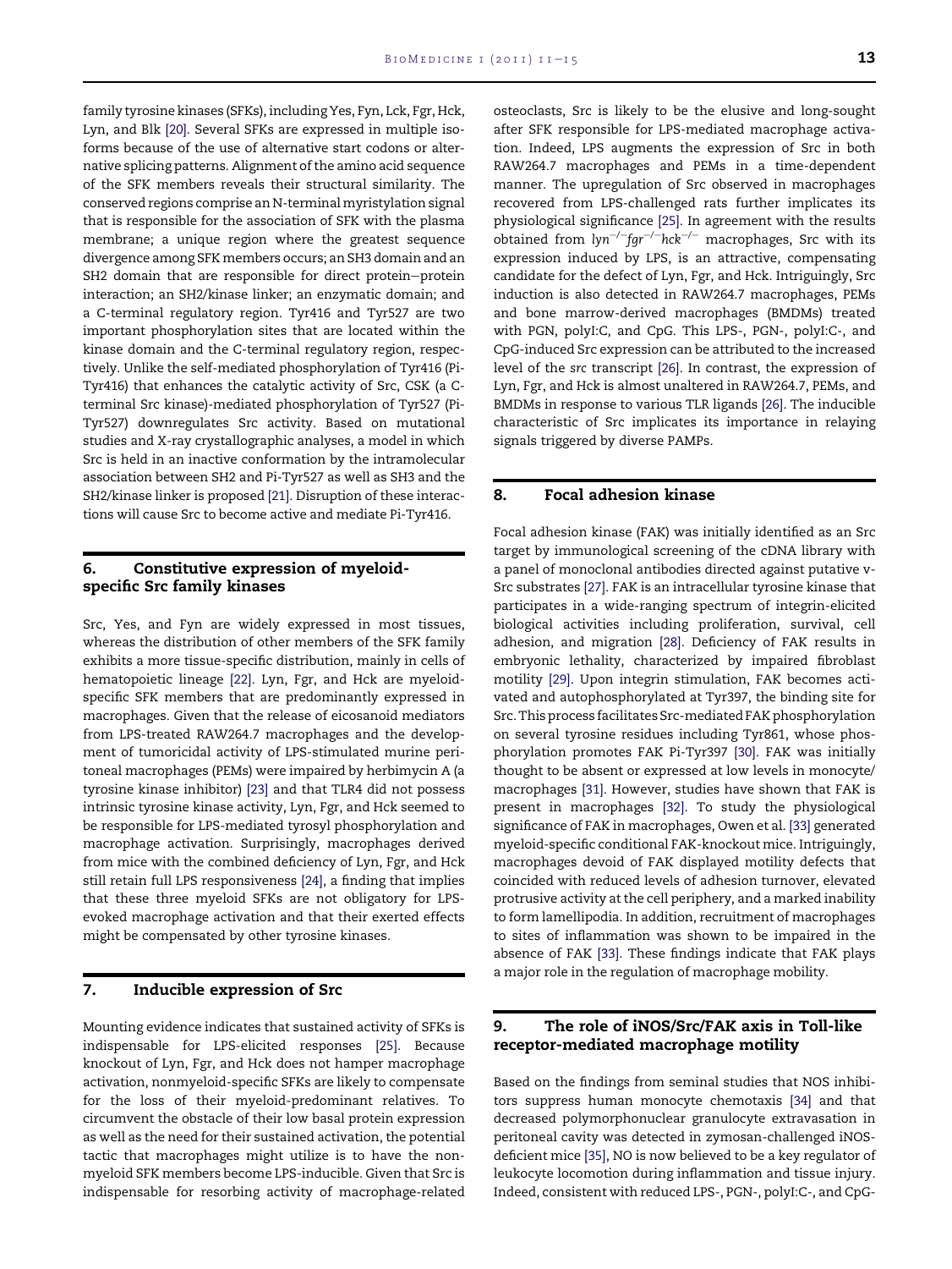family tyrosine kinases (SFKs), including Yes, Fyn, Lck, Fgr, Hck, Lyn, and Blk [20]. Several SFKs are expressed in multiple isoforms because of the use of alternative start codons or alternative splicing patterns. Alignment of the amino acid sequence of the SFK members reveals their structural similarity. The conserved regions comprise an N-terminal myristylation signal that is responsible for the association of SFK with the plasma membrane; a unique region where the greatest sequence divergence among SFK members occurs; an SH3 domain and an SH2 domain that are responsible for direct protein–protein interaction; an SH2/kinase linker; an enzymatic domain; and a C-terminal regulatory region. Tyr416 and Tyr527 are two important phosphorylation sites that are located within the kinase domain and the C-terminal regulatory region, respectively. Unlike the self-mediated phosphorylation of Tyr416 (Pi-Tyr416) that enhances the catalytic activity of Src, CSK (a C-terminal Src kinase)-mediated phosphorylation of Tyr527 (Pi-Tyr527) downregulates Src activity. Based on mutational studies and X-ray crystallographic analyses, a model in which Src is held in an inactive conformation by the intramolecular association between SH2 and Pi-Tyr527 as well as SH3 and the SH2/kinase linker is proposed [21]. Disruption of these interactions will cause Src to become active and mediate Pi-Tyr416.

## 6. Constitutive expression of myeloid-specific Src family kinases

Src, Yes, and Fyn are widely expressed in most tissues, whereas the distribution of other members of the SFK family exhibits a more tissue-specific distribution, mainly in cells of hematopoietic lineage [22]. Lyn, Fgr, and Hck are myeloid-specific SFK members that are predominantly expressed in macrophages. Given that the release of eicosanoid mediators from LPS-treated RAW264.7 macrophages and the development of tumoricidal activity of LPS-stimulated murine peritoneal macrophages (PEMs) were impaired by herbimycin A (a tyrosine kinase inhibitor) [23] and that TLR4 did not possess intrinsic tyrosine kinase activity, Lyn, Fgr, and Hck seemed to be responsible for LPS-mediated tyrosyl phosphorylation and macrophage activation. Surprisingly, macrophages derived from mice with the combined deficiency of Lyn, Fgr, and Hck still retain full LPS responsiveness [24], a finding that implies that these three myeloid SFKs are not obligatory for LPS-evoked macrophage activation and that their exerted effects might be compensated by other tyrosine kinases.

## 7. Inducible expression of Src

Mounting evidence indicates that sustained activity of SFKs is indispensable for LPS-elicited responses [25]. Because knockout of Lyn, Fgr, and Hck does not hamper macrophage activation, nonmyeloid-specific SFKs are likely to compensate for the loss of their myeloid-predominant relatives. To circumvent the obstacle of their low basal protein expression as well as the need for their sustained activation, the potential tactic that macrophages might utilize is to have the nonmyeloid SFK members become LPS-inducible. Given that Src is indispensable for resorbing activity of macrophage-related osteoclasts, Src is likely to be the elusive and long-sought after SFK responsible for LPS-mediated macrophage activation. Indeed, LPS augments the expression of Src in both RAW264.7 macrophages and PEMs in a time-dependent manner. The upregulation of Src observed in macrophages recovered from LPS-challenged rats further implicates its physiological significance [25]. In agreement with the results obtained from *lyn*$^{-/-}$*fgr*$^{-/-}$*hck*$^{-/-}$ macrophages, Src with its expression induced by LPS, is an attractive, compensating candidate for the defect of Lyn, Fgr, and Hck. Intriguingly, Src induction is also detected in RAW264.7 macrophages, PEMs and bone marrow-derived macrophages (BMDMs) treated with PGN, polyI:C, and CpG. This LPS-, PGN-, polyI:C-, and CpG-induced Src expression can be attributed to the increased level of the *src* transcript [26]. In contrast, the expression of Lyn, Fgr, and Hck is almost unaltered in RAW264.7, PEMs, and BMDMs in response to various TLR ligands [26]. The inducible characteristic of Src implicates its importance in relaying signals triggered by diverse PAMPs.

## 8. Focal adhesion kinase

Focal adhesion kinase (FAK) was initially identified as an Src target by immunological screening of the cDNA library with a panel of monoclonal antibodies directed against putative v-Src substrates [27]. FAK is an intracellular tyrosine kinase that participates in a wide-ranging spectrum of integrin-elicited biological activities including proliferation, survival, cell adhesion, and migration [28]. Deficiency of FAK results in embryonic lethality, characterized by impaired fibroblast motility [29]. Upon integrin stimulation, FAK becomes activated and autophosphorylated at Tyr397, the binding site for Src. This process facilitates Src-mediated FAK phosphorylation on several tyrosine residues including Tyr861, whose phosphorylation promotes FAK Pi-Tyr397 [30]. FAK was initially thought to be absent or expressed at low levels in monocyte/macrophages [31]. However, studies have shown that FAK is present in macrophages [32]. To study the physiological significance of FAK in macrophages, Owen et al. [33] generated myeloid-specific conditional FAK-knockout mice. Intriguingly, macrophages devoid of FAK displayed motility defects that coincided with reduced levels of adhesion turnover, elevated protrusive activity at the cell periphery, and a marked inability to form lamellipodia. In addition, recruitment of macrophages to sites of inflammation was shown to be impaired in the absence of FAK [33]. These findings indicate that FAK plays a major role in the regulation of macrophage mobility.

## 9. The role of iNOS/Src/FAK axis in Toll-like receptor-mediated macrophage motility

Based on the findings from seminal studies that NOS inhibitors suppress human monocyte chemotaxis [34] and that decreased polymorphonuclear granulocyte extravasation in peritoneal cavity was detected in zymosan-challenged iNOS-deficient mice [35], NO is now believed to be a key regulator of leukocyte locomotion during inflammation and tissue injury. Indeed, consistent with reduced LPS-, PGN-, polyI:C-, and CpG-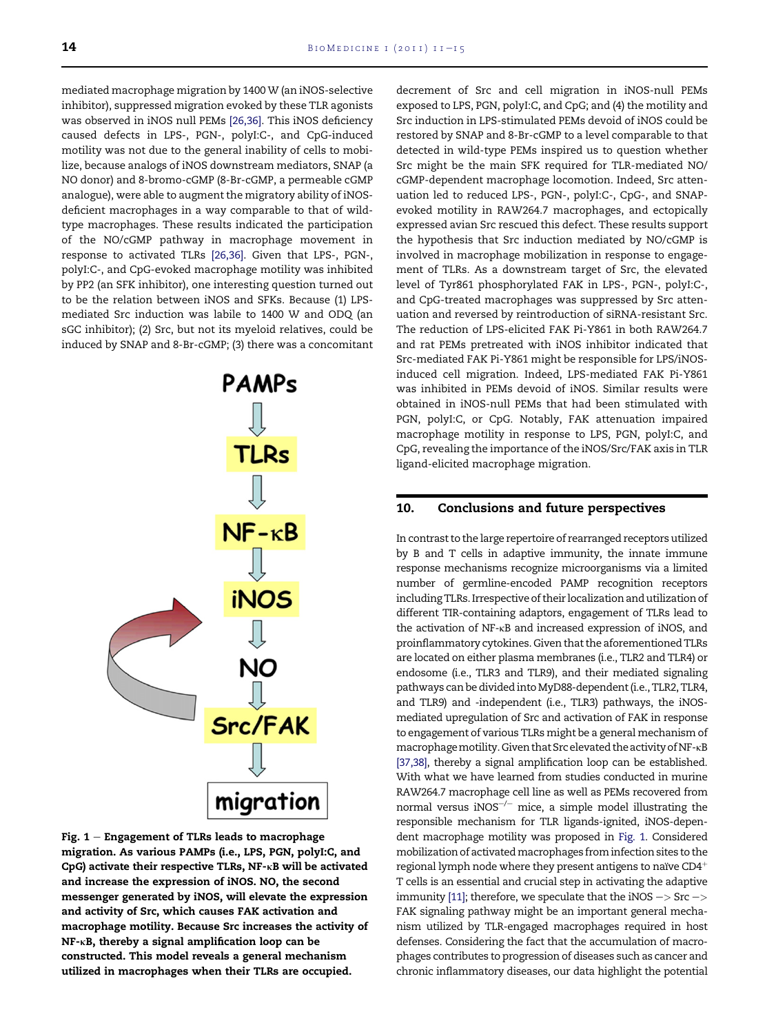mediated macrophage migration by 1400 W (an iNOS-selective inhibitor), suppressed migration evoked by these TLR agonists was observed in iNOS null PEMs [26,36]. This iNOS deficiency caused defects in LPS-, PGN-, polyI:C-, and CpG-induced motility was not due to the general inability of cells to mobilize, because analogs of iNOS downstream mediators, SNAP (a NO donor) and 8-bromo-cGMP (8-Br-cGMP, a permeable cGMP analogue), were able to augment the migratory ability of iNOS-deficient macrophages in a way comparable to that of wild-type macrophages. These results indicated the participation of the NO/cGMP pathway in macrophage movement in response to activated TLRs [26,36]. Given that LPS-, PGN-, polyI:C-, and CpG-evoked macrophage motility was inhibited by PP2 (an SFK inhibitor), one interesting question turned out to be the relation between iNOS and SFKs. Because (1) LPS-mediated Src induction was labile to 1400 W and ODQ (an sGC inhibitor); (2) Src, but not its myeloid relatives, could be induced by SNAP and 8-Br-cGMP; (3) there was a concomitant decrement of Src and cell migration in iNOS-null PEMs exposed to LPS, PGN, polyI:C, and CpG; and (4) the motility and Src induction in LPS-stimulated PEMs devoid of iNOS could be restored by SNAP and 8-Br-cGMP to a level comparable to that detected in wild-type PEMs inspired us to question whether Src might be the main SFK required for TLR-mediated NO/cGMP-dependent macrophage locomotion. Indeed, Src attenuation led to reduced LPS-, PGN-, polyI:C-, CpG-, and SNAP-evoked motility in RAW264.7 macrophages, and ectopically expressed avian Src rescued this defect. These results support the hypothesis that Src induction mediated by NO/cGMP is involved in macrophage mobilization in response to engagement of TLRs. As a downstream target of Src, the elevated level of Tyr861 phosphorylated FAK in LPS-, PGN-, polyI:C-, and CpG-treated macrophages was suppressed by Src attenuation and reversed by reintroduction of siRNA-resistant Src. The reduction of LPS-elicited FAK Pi-Y861 in both RAW264.7 and rat PEMs pretreated with iNOS inhibitor indicated that Src-mediated FAK Pi-Y861 might be responsible for LPS/iNOS-induced cell migration. Indeed, LPS-mediated FAK Pi-Y861 was inhibited in PEMs devoid of iNOS. Similar results were obtained in iNOS-null PEMs that had been stimulated with PGN, polyI:C, or CpG. Notably, FAK attenuation impaired macrophage motility in response to LPS, PGN, polyI:C, and CpG, revealing the importance of the iNOS/Src/FAK axis in TLR ligand-elicited macrophage migration.

**Fig. 1 – Engagement of TLRs leads to macrophage migration. As various PAMPs (i.e., LPS, PGN, polyI:C, and CpG) activate their respective TLRs, NF-κB will be activated and increase the expression of iNOS. NO, the second messenger generated by iNOS, will elevate the expression and activity of Src, which causes FAK activation and macrophage motility. Because Src increases the activity of NF-κB, thereby a signal amplification loop can be constructed. This model reveals a general mechanism utilized in macrophages when their TLRs are occupied.**

## 10. Conclusions and future perspectives

In contrast to the large repertoire of rearranged receptors utilized by B and T cells in adaptive immunity, the innate immune response mechanisms recognize microorganisms via a limited number of germline-encoded PAMP recognition receptors including TLRs. Irrespective of their localization and utilization of different TIR-containing adaptors, engagement of TLRs lead to the activation of NF-κB and increased expression of iNOS, and proinflammatory cytokines. Given that the aforementioned TLRs are located on either plasma membranes (i.e., TLR2 and TLR4) or endosome (i.e., TLR3 and TLR9), and their mediated signaling pathways can be divided into MyD88-dependent (i.e., TLR2, TLR4, and TLR9) and -independent (i.e., TLR3) pathways, the iNOS-mediated upregulation of Src and activation of FAK in response to engagement of various TLRs might be a general mechanism of macrophage motility. Given that Src elevated the activity of NF-κB [37,38], thereby a signal amplification loop can be established. With what we have learned from studies conducted in murine RAW264.7 macrophage cell line as well as PEMs recovered from normal versus iNOS$^{-/-}$ mice, a simple model illustrating the responsible mechanism for TLR ligands-ignited, iNOS-dependent macrophage motility was proposed in Fig. 1. Considered mobilization of activated macrophages from infection sites to the regional lymph node where they present antigens to naïve CD4$^{+}$ T cells is an essential and crucial step in activating the adaptive immunity [11]; therefore, we speculate that the iNOS –> Src –> FAK signaling pathway might be an important general mechanism utilized by TLR-engaged macrophages required in host defenses. Considering the fact that the accumulation of macrophages contributes to progression of diseases such as cancer and chronic inflammatory diseases, our data highlight the potential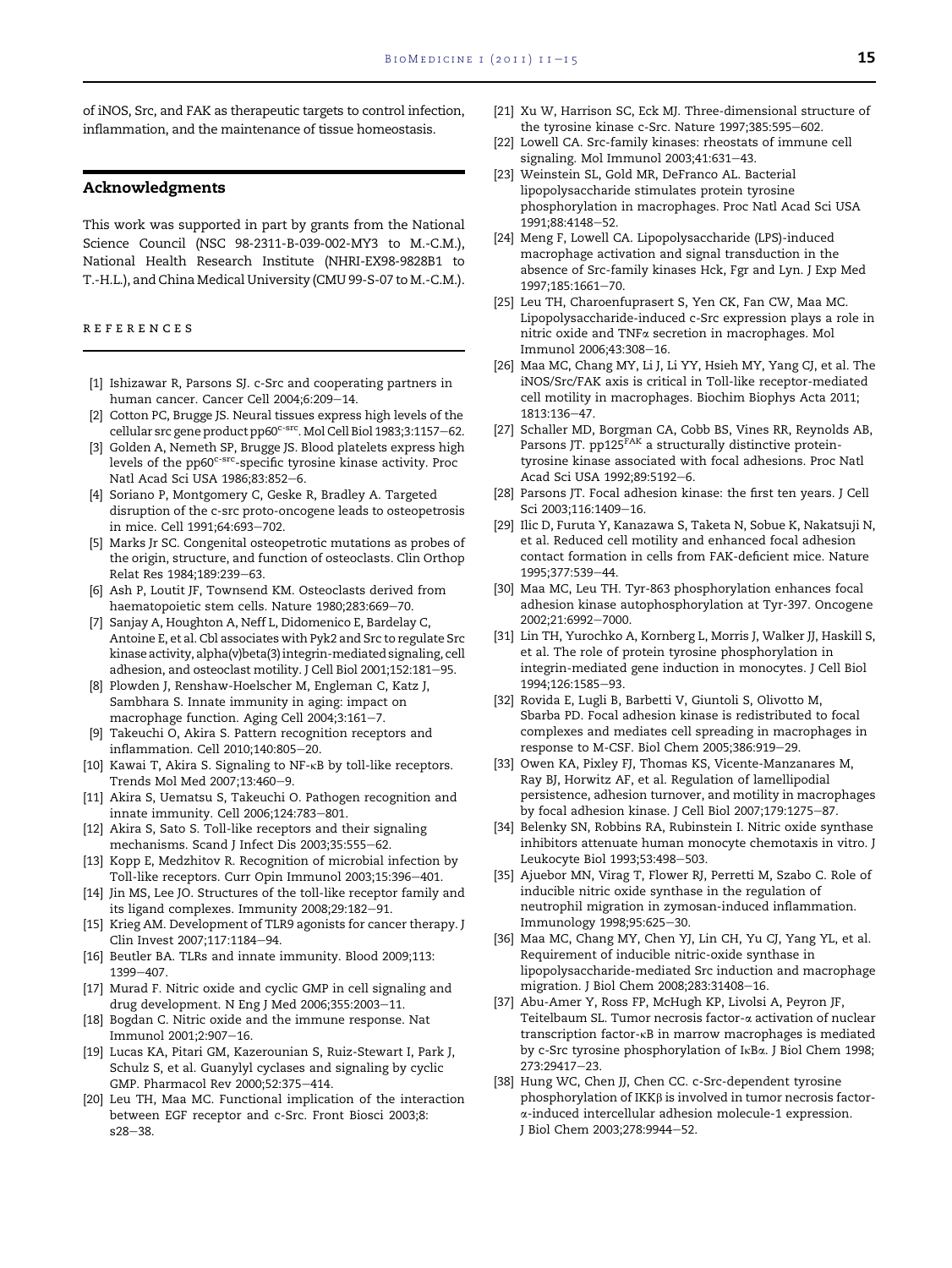of iNOS, Src, and FAK as therapeutic targets to control infection, inflammation, and the maintenance of tissue homeostasis.

## Acknowledgments

This work was supported in part by grants from the National Science Council (NSC 98-2311-B-039-002-MY3 to M.-C.M.), National Health Research Institute (NHRI-EX98-9828B1 to T.-H.L.), and China Medical University (CMU 99-S-07 to M.-C.M.).

## REFERENCES

[1] Ishizawar R, Parsons SJ. c-Src and cooperating partners in human cancer. Cancer Cell 2004;6:209–14.

[2] Cotton PC, Brugge JS. Neural tissues express high levels of the cellular src gene product pp60c-src. Mol Cell Biol 1983;3:1157–62.

[3] Golden A, Nemeth SP, Brugge JS. Blood platelets express high levels of the pp60c-src-specific tyrosine kinase activity. Proc Natl Acad Sci USA 1986;83:852–6.

[4] Soriano P, Montgomery C, Geske R, Bradley A. Targeted disruption of the c-src proto-oncogene leads to osteopetrosis in mice. Cell 1991;64:693–702.

[5] Marks Jr SC. Congenital osteopetrotic mutations as probes of the origin, structure, and function of osteoclasts. Clin Orthop Relat Res 1984;189:239–63.

[6] Ash P, Loutit JF, Townsend KM. Osteoclasts derived from haematopoietic stem cells. Nature 1980;283:669–70.

[7] Sanjay A, Houghton A, Neff L, Didomenico E, Bardelay C, Antoine E, et al. Cbl associates with Pyk2 and Src to regulate Src kinase activity, alpha(v)beta(3) integrin-mediated signaling, cell adhesion, and osteoclast motility. J Cell Biol 2001;152:181–95.

[8] Plowden J, Renshaw-Hoelscher M, Engleman C, Katz J, Sambhara S. Innate immunity in aging: impact on macrophage function. Aging Cell 2004;3:161–7.

[9] Takeuchi O, Akira S. Pattern recognition receptors and inflammation. Cell 2010;140:805–20.

[10] Kawai T, Akira S. Signaling to NF-κB by toll-like receptors. Trends Mol Med 2007;13:460–9.

[11] Akira S, Uematsu S, Takeuchi O. Pathogen recognition and innate immunity. Cell 2006;124:783–801.

[12] Akira S, Sato S. Toll-like receptors and their signaling mechanisms. Scand J Infect Dis 2003;35:555–62.

[13] Kopp E, Medzhitov R. Recognition of microbial infection by Toll-like receptors. Curr Opin Immunol 2003;15:396–401.

[14] Jin MS, Lee JO. Structures of the toll-like receptor family and its ligand complexes. Immunity 2008;29:182–91.

[15] Krieg AM. Development of TLR9 agonists for cancer therapy. J Clin Invest 2007;117:1184–94.

[16] Beutler BA. TLRs and innate immunity. Blood 2009;113: 1399–407.

[17] Murad F. Nitric oxide and cyclic GMP in cell signaling and drug development. N Eng J Med 2006;355:2003–11.

[18] Bogdan C. Nitric oxide and the immune response. Nat Immunol 2001;2:907–16.

[19] Lucas KA, Pitari GM, Kazerounian S, Ruiz-Stewart I, Park J, Schulz S, et al. Guanylyl cyclases and signaling by cyclic GMP. Pharmacol Rev 2000;52:375–414.

[20] Leu TH, Maa MC. Functional implication of the interaction between EGF receptor and c-Src. Front Biosci 2003;8: s28–38.

[21] Xu W, Harrison SC, Eck MJ. Three-dimensional structure of the tyrosine kinase c-Src. Nature 1997;385:595–602.

[22] Lowell CA. Src-family kinases: rheostats of immune cell signaling. Mol Immunol 2003;41:631–43.

[23] Weinstein SL, Gold MR, DeFranco AL. Bacterial lipopolysaccharide stimulates protein tyrosine phosphorylation in macrophages. Proc Natl Acad Sci USA 1991;88:4148–52.

[24] Meng F, Lowell CA. Lipopolysaccharide (LPS)-induced macrophage activation and signal transduction in the absence of Src-family kinases Hck, Fgr and Lyn. J Exp Med 1997;185:1661–70.

[25] Leu TH, Charoenfuprasert S, Yen CK, Fan CW, Maa MC. Lipopolysaccharide-induced c-Src expression plays a role in nitric oxide and TNFα secretion in macrophages. Mol Immunol 2006;43:308–16.

[26] Maa MC, Chang MY, Li J, Li YY, Hsieh MY, Yang CJ, et al. The iNOS/Src/FAK axis is critical in Toll-like receptor-mediated cell motility in macrophages. Biochim Biophys Acta 2011; 1813:136–47.

[27] Schaller MD, Borgman CA, Cobb BS, Vines RR, Reynolds AB, Parsons JT. pp125FAK a structurally distinctive protein-tyrosine kinase associated with focal adhesions. Proc Natl Acad Sci USA 1992;89:5192–6.

[28] Parsons JT. Focal adhesion kinase: the first ten years. J Cell Sci 2003;116:1409–16.

[29] Ilic D, Furuta Y, Kanazawa S, Taketa N, Sobue K, Nakatsuji N, et al. Reduced cell motility and enhanced focal adhesion contact formation in cells from FAK-deficient mice. Nature 1995;377:539–44.

[30] Maa MC, Leu TH. Tyr-863 phosphorylation enhances focal adhesion kinase autophosphorylation at Tyr-397. Oncogene 2002;21:6992–7000.

[31] Lin TH, Yurochko A, Kornberg L, Morris J, Walker JJ, Haskill S, et al. The role of protein tyrosine phosphorylation in integrin-mediated gene induction in monocytes. J Cell Biol 1994;126:1585–93.

[32] Rovida E, Lugli B, Barbetti V, Giuntoli S, Olivotto M, Sbarba PD. Focal adhesion kinase is redistributed to focal complexes and mediates cell spreading in macrophages in response to M-CSF. Biol Chem 2005;386:919–29.

[33] Owen KA, Pixley FJ, Thomas KS, Vicente-Manzanares M, Ray BJ, Horwitz AF, et al. Regulation of lamellipodial persistence, adhesion turnover, and motility in macrophages by focal adhesion kinase. J Cell Biol 2007;179:1275–87.

[34] Belenky SN, Robbins RA, Rubinstein I. Nitric oxide synthase inhibitors attenuate human monocyte chemotaxis in vitro. J Leukocyte Biol 1993;53:498–503.

[35] Ajuebor MN, Virag T, Flower RJ, Perretti M, Szabo C. Role of inducible nitric oxide synthase in the regulation of neutrophil migration in zymosan-induced inflammation. Immunology 1998;95:625–30.

[36] Maa MC, Chang MY, Chen YJ, Lin CH, Yu CJ, Yang YL, et al. Requirement of inducible nitric-oxide synthase in lipopolysaccharide-mediated Src induction and macrophage migration. J Biol Chem 2008;283:31408–16.

[37] Abu-Amer Y, Ross FP, McHugh KP, Livolsi A, Peyron JF, Teitelbaum SL. Tumor necrosis factor-α activation of nuclear transcription factor-κB in marrow macrophages is mediated by c-Src tyrosine phosphorylation of IκBα. J Biol Chem 1998; 273:29417–23.

[38] Hung WC, Chen JJ, Chen CC. c-Src-dependent tyrosine phosphorylation of IKKβ is involved in tumor necrosis factor-α-induced intercellular adhesion molecule-1 expression. J Biol Chem 2003;278:9944–52.